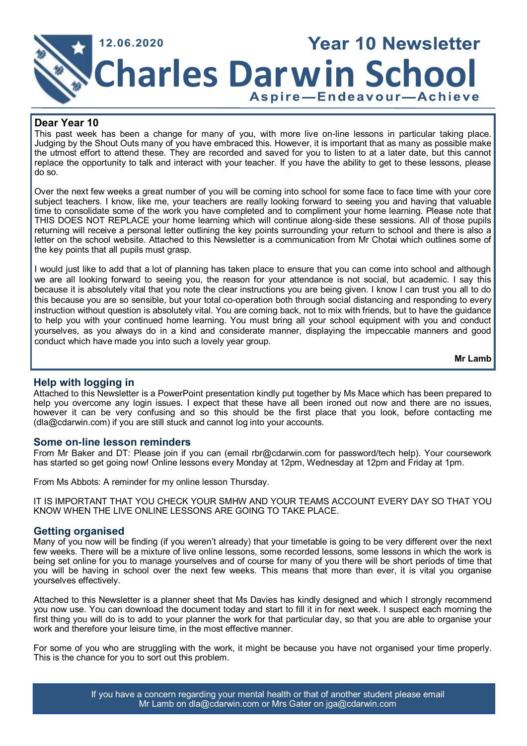12.06.2020

# Year 10 Newsletter

# Charles Darwin School

**Aspire—Endeavour—Achieve**

## Dear Year 10

This past week has been a change for many of you, with more live on-line lessons in particular taking place. Judging by the Shout Outs many of you have embraced this. However, it is important that as many as possible make the utmost effort to attend these. They are recorded and saved for you to listen to at a later date, but this cannot replace the opportunity to talk and interact with your teacher. If you have the ability to get to these lessons, please do so.

Over the next few weeks a great number of you will be coming into school for some face to face time with your core subject teachers. I know, like me, your teachers are really looking forward to seeing you and having that valuable time to consolidate some of the work you have completed and to compliment your home learning. Please note that THIS DOES NOT REPLACE your home learning which will continue along-side these sessions. All of those pupils returning will receive a personal letter outlining the key points surrounding your return to school and there is also a letter on the school website. Attached to this Newsletter is a communication from Mr Chotai which outlines some of the key points that all pupils must grasp.

I would just like to add that a lot of planning has taken place to ensure that you can come into school and although we are all looking forward to seeing you, the reason for your attendance is not social, but academic. I say this because it is absolutely vital that you note the clear instructions you are being given. I know I can trust you all to do this because you are so sensible, but your total co-operation both through social distancing and responding to every instruction without question is absolutely vital. You are coming back, not to mix with friends, but to have the guidance to help you with your continued home learning. You must bring all your school equipment with you and conduct yourselves, as you always do in a kind and considerate manner, displaying the impeccable manners and good conduct which have made you into such a lovely year group.

**Mr Lamb**

## Help with logging in

Attached to this Newsletter is a PowerPoint presentation kindly put together by Ms Mace which has been prepared to help you overcome any login issues. I expect that these have all been ironed out now and there are no issues, however it can be very confusing and so this should be the first place that you look, before contacting me (dla@cdarwin.com) if you are still stuck and cannot log into your accounts.

## Some on-line lesson reminders

From Mr Baker and DT: Please join if you can (email rbr@cdarwin.com for password/tech help). Your coursework has started so get going now! Online lessons every Monday at 12pm, Wednesday at 12pm and Friday at 1pm.

From Ms Abbots: A reminder for my online lesson Thursday.

IT IS IMPORTANT THAT YOU CHECK YOUR SMHW AND YOUR TEAMS ACCOUNT EVERY DAY SO THAT YOU KNOW WHEN THE LIVE ONLINE LESSONS ARE GOING TO TAKE PLACE.

## Getting organised

Many of you now will be finding (if you weren't already) that your timetable is going to be very different over the next few weeks. There will be a mixture of live online lessons, some recorded lessons, some lessons in which the work is being set online for you to manage yourselves and of course for many of you there will be short periods of time that you will be having in school over the next few weeks. This means that more than ever, it is vital you organise yourselves effectively.

Attached to this Newsletter is a planner sheet that Ms Davies has kindly designed and which I strongly recommend you now use. You can download the document today and start to fill it in for next week. I suspect each morning the first thing you will do is to add to your planner the work for that particular day, so that you are able to organise your work and therefore your leisure time, in the most effective manner.

For some of you who are struggling with the work, it might be because you have not organised your time properly. This is the chance for you to sort out this problem.

If you have a concern regarding your mental health or that of another student please email Mr Lamb on dla@cdarwin.com or Mrs Gater on jga@cdarwin.com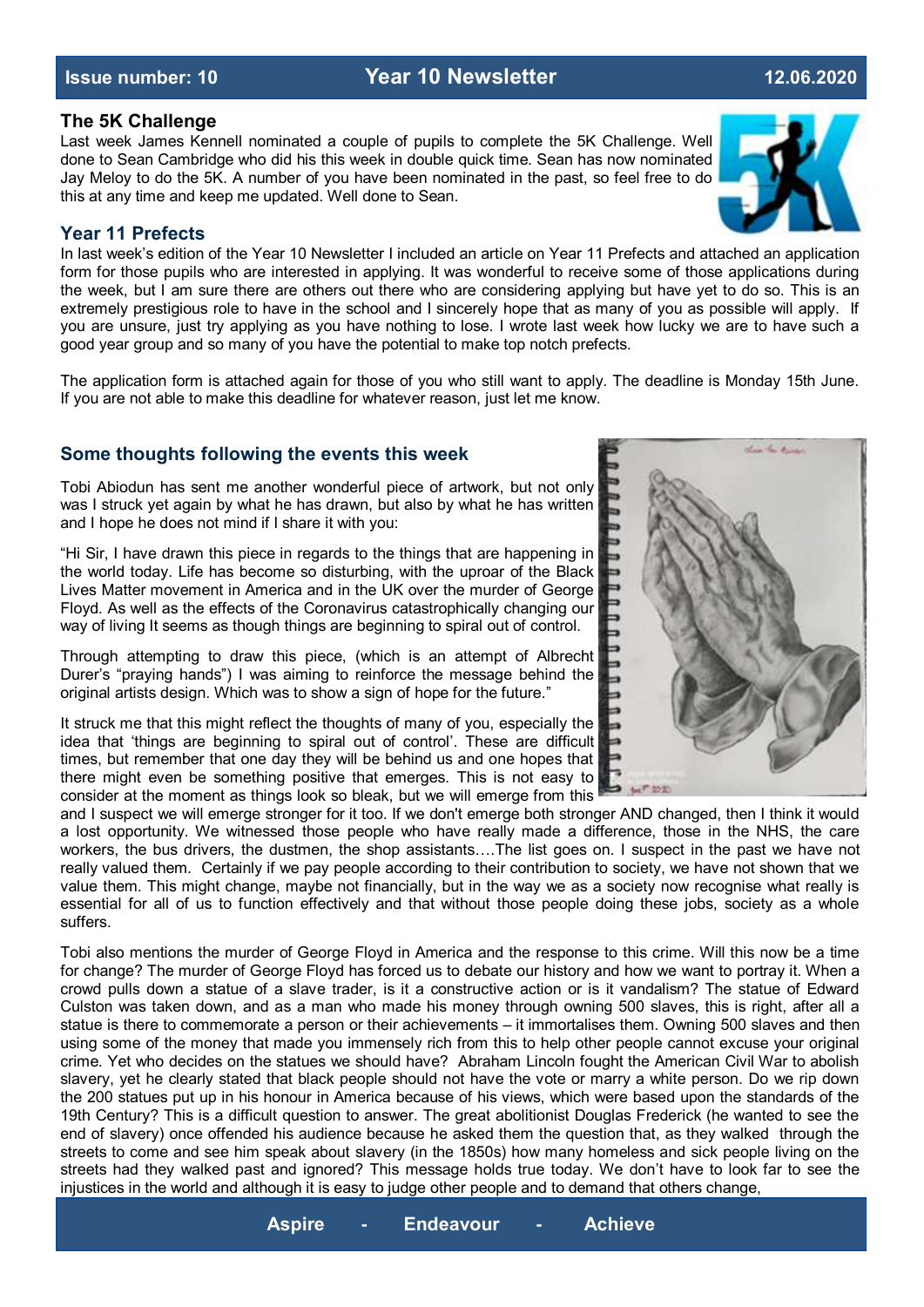## The 5K Challenge

Last week James Kennell nominated a couple of pupils to complete the 5K Challenge. Well done to Sean Cambridge who did his this week in double quick time. Sean has now nominated Jay Meloy to do the 5K. A number of you have been nominated in the past, so feel free to do this at any time and keep me updated. Well done to Sean.

## Year 11 Prefects

In last week's edition of the Year 10 Newsletter I included an article on Year 11 Prefects and attached an application form for those pupils who are interested in applying. It was wonderful to receive some of those applications during the week, but I am sure there are others out there who are considering applying but have yet to do so. This is an extremely prestigious role to have in the school and I sincerely hope that as many of you as possible will apply. If you are unsure, just try applying as you have nothing to lose. I wrote last week how lucky we are to have such a good year group and so many of you have the potential to make top notch prefects.

The application form is attached again for those of you who still want to apply. The deadline is Monday 15th June. If you are not able to make this deadline for whatever reason, just let me know.

## Some thoughts following the events this week

Tobi Abiodun has sent me another wonderful piece of artwork, but not only was I struck yet again by what he has drawn, but also by what he has written and I hope he does not mind if I share it with you:

"Hi Sir, I have drawn this piece in regards to the things that are happening in the world today. Life has become so disturbing, with the uproar of the Black Lives Matter movement in America and in the UK over the murder of George Floyd. As well as the effects of the Coronavirus catastrophically changing our way of living It seems as though things are beginning to spiral out of control.

Through attempting to draw this piece, (which is an attempt of Albrecht Durer's "praying hands") I was aiming to reinforce the message behind the original artists design. Which was to show a sign of hope for the future."

It struck me that this might reflect the thoughts of many of you, especially the idea that 'things are beginning to spiral out of control'. These are difficult times, but remember that one day they will be behind us and one hopes that there might even be something positive that emerges. This is not easy to consider at the moment as things look so bleak, but we will emerge from this and I suspect we will emerge stronger for it too. If we don't emerge both stronger AND changed, then I think it would a lost opportunity. We witnessed those people who have really made a difference, those in the NHS, the care workers, the bus drivers, the dustmen, the shop assistants….The list goes on. I suspect in the past we have not really valued them. Certainly if we pay people according to their contribution to society, we have not shown that we value them. This might change, maybe not financially, but in the way we as a society now recognise what really is essential for all of us to function effectively and that without those people doing these jobs, society as a whole suffers.

Tobi also mentions the murder of George Floyd in America and the response to this crime. Will this now be a time for change? The murder of George Floyd has forced us to debate our history and how we want to portray it. When a crowd pulls down a statue of a slave trader, is it a constructive action or is it vandalism? The statue of Edward Culston was taken down, and as a man who made his money through owning 500 slaves, this is right, after all a statue is there to commemorate a person or their achievements – it immortalises them. Owning 500 slaves and then using some of the money that made you immensely rich from this to help other people cannot excuse your original crime. Yet who decides on the statues we should have? Abraham Lincoln fought the American Civil War to abolish slavery, yet he clearly stated that black people should not have the vote or marry a white person. Do we rip down the 200 statues put up in his honour in America because of his views, which were based upon the standards of the 19th Century? This is a difficult question to answer. The great abolitionist Douglas Frederick (he wanted to see the end of slavery) once offended his audience because he asked them the question that, as they walked through the streets to come and see him speak about slavery (in the 1850s) how many homeless and sick people living on the streets had they walked past and ignored? This message holds true today. We don't have to look far to see the injustices in the world and although it is easy to judge other people and to demand that others change,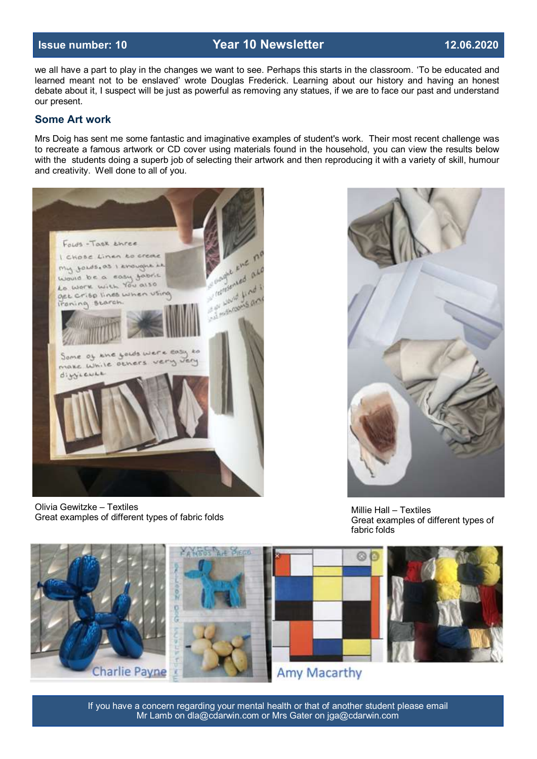we all have a part to play in the changes we want to see. Perhaps this starts in the classroom. 'To be educated and learned meant not to be enslaved' wrote Douglas Frederick. Learning about our history and having an honest debate about it, I suspect will be just as powerful as removing any statues, if we are to face our past and understand our present.

## Some Art work

Mrs Doig has sent me some fantastic and imaginative examples of student's work. Their most recent challenge was to recreate a famous artwork or CD cover using materials found in the household, you can view the results below with the students doing a superb job of selecting their artwork and then reproducing it with a variety of skill, humour and creativity. Well done to all of you.

Olivia Gewitzke – Textiles
Great examples of different types of fabric folds

Millie Hall – Textiles
Great examples of different types of fabric folds

Charlie Payne

Amy Macarthy

If you have a concern regarding your mental health or that of another student please email Mr Lamb on dla@cdarwin.com or Mrs Gater on jga@cdarwin.com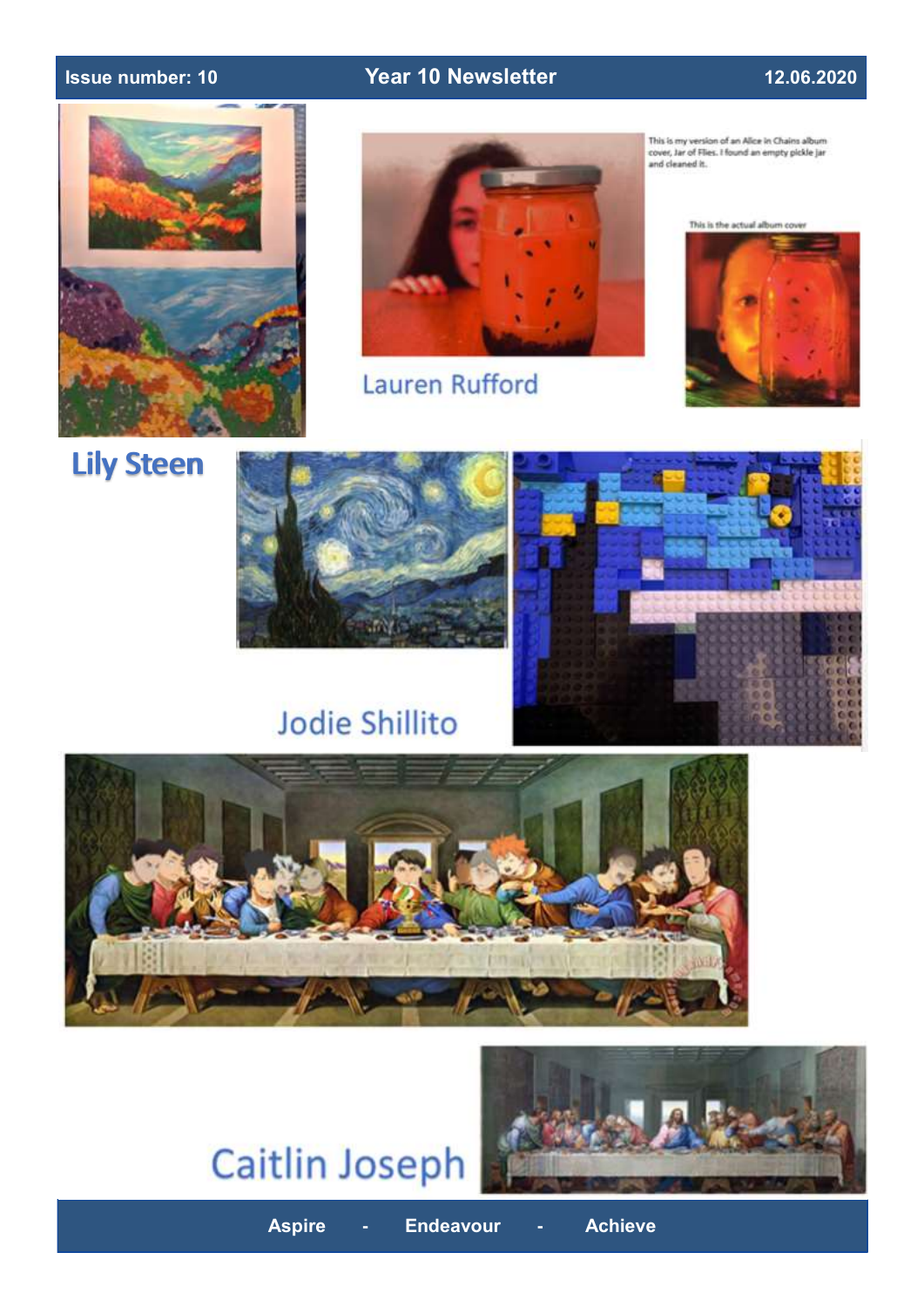Lily Steen

This is my version of an Alice in Chains album cover, Jar of Flies. I found an empty pickle jar and cleaned it.

This is the actual album cover

Lauren Rufford

Jodie Shillito

Caitlin Joseph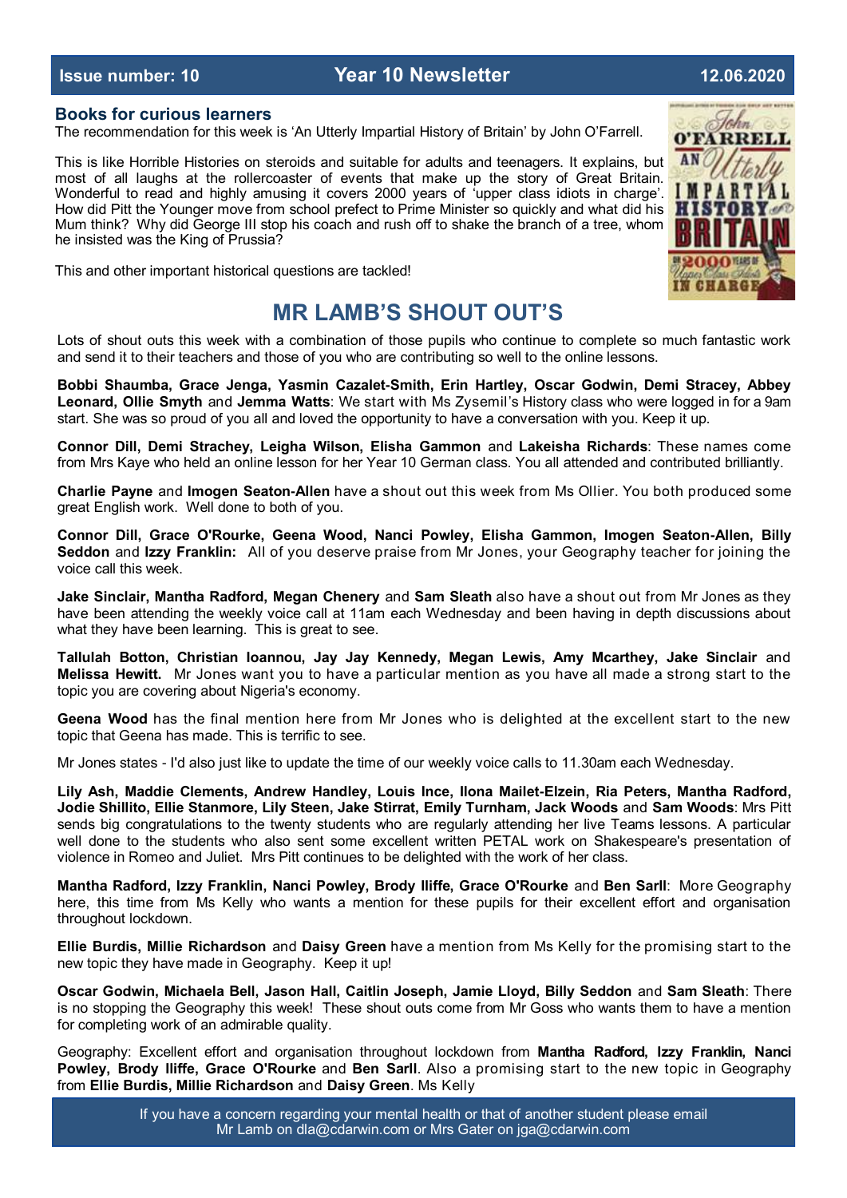Issue number: 10 | Year 10 Newsletter | 12.06.2020

### Books for curious learners

The recommendation for this week is 'An Utterly Impartial History of Britain' by John O'Farrell.

This is like Horrible Histories on steroids and suitable for adults and teenagers. It explains, but most of all laughs at the rollercoaster of events that make up the story of Great Britain. Wonderful to read and highly amusing it covers 2000 years of 'upper class idiots in charge'. How did Pitt the Younger move from school prefect to Prime Minister so quickly and what did his Mum think? Why did George III stop his coach and rush off to shake the branch of a tree, whom he insisted was the King of Prussia?

This and other important historical questions are tackled!

## MR LAMB'S SHOUT OUT'S

Lots of shout outs this week with a combination of those pupils who continue to complete so much fantastic work and send it to their teachers and those of you who are contributing so well to the online lessons.

**Bobbi Shaumba, Grace Jenga, Yasmin Cazalet-Smith, Erin Hartley, Oscar Godwin, Demi Stracey, Abbey Leonard, Ollie Smyth** and **Jemma Watts**: We start with Ms Zysemil's History class who were logged in for a 9am start. She was so proud of you all and loved the opportunity to have a conversation with you. Keep it up.

**Connor Dill, Demi Strachey, Leigha Wilson, Elisha Gammon** and **Lakeisha Richards**: These names come from Mrs Kaye who held an online lesson for her Year 10 German class. You all attended and contributed brilliantly.

**Charlie Payne** and **Imogen Seaton-Allen** have a shout out this week from Ms Ollier. You both produced some great English work. Well done to both of you.

**Connor Dill, Grace O'Rourke, Geena Wood, Nanci Powley, Elisha Gammon, Imogen Seaton-Allen, Billy Seddon** and **Izzy Franklin:** All of you deserve praise from Mr Jones, your Geography teacher for joining the voice call this week.

**Jake Sinclair, Mantha Radford, Megan Chenery** and **Sam Sleath** also have a shout out from Mr Jones as they have been attending the weekly voice call at 11am each Wednesday and been having in depth discussions about what they have been learning. This is great to see.

**Tallulah Botton, Christian Ioannou, Jay Jay Kennedy, Megan Lewis, Amy Mcarthey, Jake Sinclair** and **Melissa Hewitt.** Mr Jones want you to have a particular mention as you have all made a strong start to the topic you are covering about Nigeria's economy.

**Geena Wood** has the final mention here from Mr Jones who is delighted at the excellent start to the new topic that Geena has made. This is terrific to see.

Mr Jones states - I'd also just like to update the time of our weekly voice calls to 11.30am each Wednesday.

**Lily Ash, Maddie Clements, Andrew Handley, Louis Ince, Ilona Mailet-Elzein, Ria Peters, Mantha Radford, Jodie Shillito, Ellie Stanmore, Lily Steen, Jake Stirrat, Emily Turnham, Jack Woods** and **Sam Woods**: Mrs Pitt sends big congratulations to the twenty students who are regularly attending her live Teams lessons. A particular well done to the students who also sent some excellent written PETAL work on Shakespeare's presentation of violence in Romeo and Juliet. Mrs Pitt continues to be delighted with the work of her class.

**Mantha Radford, Izzy Franklin, Nanci Powley, Brody Iliffe, Grace O'Rourke** and **Ben Sarll**: More Geography here, this time from Ms Kelly who wants a mention for these pupils for their excellent effort and organisation throughout lockdown.

**Ellie Burdis, Millie Richardson** and **Daisy Green** have a mention from Ms Kelly for the promising start to the new topic they have made in Geography. Keep it up!

**Oscar Godwin, Michaela Bell, Jason Hall, Caitlin Joseph, Jamie Lloyd, Billy Seddon** and **Sam Sleath**: There is no stopping the Geography this week! These shout outs come from Mr Goss who wants them to have a mention for completing work of an admirable quality.

Geography: Excellent effort and organisation throughout lockdown from **Mantha Radford, Izzy Franklin, Nanci Powley, Brody Iliffe, Grace O'Rourke** and **Ben Sarll**. Also a promising start to the new topic in Geography from **Ellie Burdis, Millie Richardson** and **Daisy Green**. Ms Kelly

If you have a concern regarding your mental health or that of another student please email Mr Lamb on dla@cdarwin.com or Mrs Gater on jga@cdarwin.com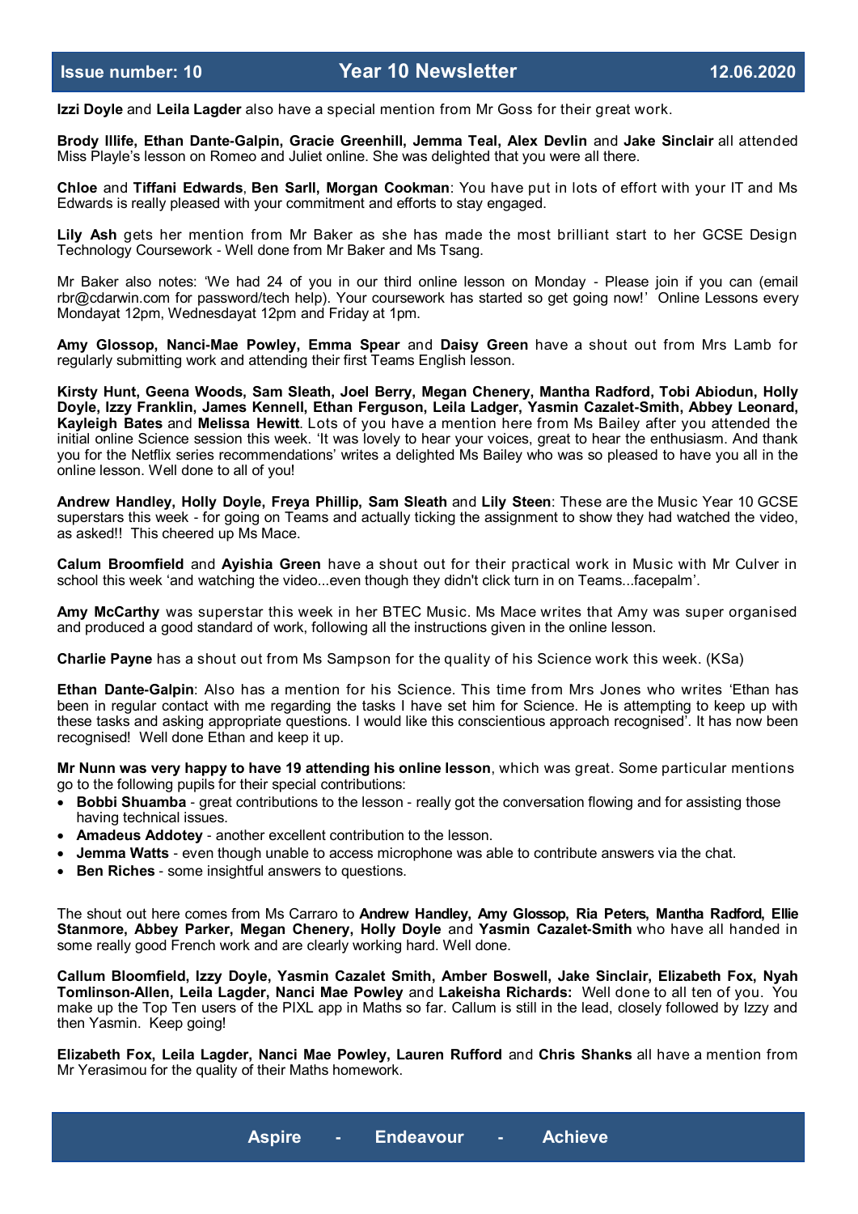**Izzi Doyle** and **Leila Lagder** also have a special mention from Mr Goss for their great work.

**Brody Illife, Ethan Dante-Galpin, Gracie Greenhill, Jemma Teal, Alex Devlin** and **Jake Sinclair** all attended Miss Playle's lesson on Romeo and Juliet online. She was delighted that you were all there.

**Chloe** and **Tiffani Edwards**, **Ben Sarll, Morgan Cookman**: You have put in lots of effort with your IT and Ms Edwards is really pleased with your commitment and efforts to stay engaged.

**Lily Ash** gets her mention from Mr Baker as she has made the most brilliant start to her GCSE Design Technology Coursework - Well done from Mr Baker and Ms Tsang.

Mr Baker also notes: 'We had 24 of you in our third online lesson on Monday - Please join if you can (email rbr@cdarwin.com for password/tech help). Your coursework has started so get going now!' Online Lessons every Mondayat 12pm, Wednesdayat 12pm and Friday at 1pm.

**Amy Glossop, Nanci-Mae Powley, Emma Spear** and **Daisy Green** have a shout out from Mrs Lamb for regularly submitting work and attending their first Teams English lesson.

**Kirsty Hunt, Geena Woods, Sam Sleath, Joel Berry, Megan Chenery, Mantha Radford, Tobi Abiodun, Holly Doyle, Izzy Franklin, James Kennell, Ethan Ferguson, Leila Ladger, Yasmin Cazalet-Smith, Abbey Leonard, Kayleigh Bates** and **Melissa Hewitt**. Lots of you have a mention here from Ms Bailey after you attended the initial online Science session this week. 'It was lovely to hear your voices, great to hear the enthusiasm. And thank you for the Netflix series recommendations' writes a delighted Ms Bailey who was so pleased to have you all in the online lesson. Well done to all of you!

**Andrew Handley, Holly Doyle, Freya Phillip, Sam Sleath** and **Lily Steen**: These are the Music Year 10 GCSE superstars this week - for going on Teams and actually ticking the assignment to show they had watched the video, as asked!! This cheered up Ms Mace.

**Calum Broomfield** and **Ayishia Green** have a shout out for their practical work in Music with Mr Culver in school this week 'and watching the video...even though they didn't click turn in on Teams...facepalm'.

**Amy McCarthy** was superstar this week in her BTEC Music. Ms Mace writes that Amy was super organised and produced a good standard of work, following all the instructions given in the online lesson.

**Charlie Payne** has a shout out from Ms Sampson for the quality of his Science work this week. (KSa)

**Ethan Dante-Galpin**: Also has a mention for his Science. This time from Mrs Jones who writes 'Ethan has been in regular contact with me regarding the tasks I have set him for Science. He is attempting to keep up with these tasks and asking appropriate questions. I would like this conscientious approach recognised'. It has now been recognised! Well done Ethan and keep it up.

**Mr Nunn was very happy to have 19 attending his online lesson**, which was great. Some particular mentions go to the following pupils for their special contributions:

- **Bobbi Shuamba** - great contributions to the lesson - really got the conversation flowing and for assisting those having technical issues.
- **Amadeus Addotey** - another excellent contribution to the lesson.
- **Jemma Watts** - even though unable to access microphone was able to contribute answers via the chat.
- **Ben Riches** - some insightful answers to questions.

The shout out here comes from Ms Carraro to **Andrew Handley, Amy Glossop, Ria Peters, Mantha Radford, Ellie Stanmore, Abbey Parker, Megan Chenery, Holly Doyle** and **Yasmin Cazalet-Smith** who have all handed in some really good French work and are clearly working hard. Well done.

**Callum Bloomfield, Izzy Doyle, Yasmin Cazalet Smith, Amber Boswell, Jake Sinclair, Elizabeth Fox, Nyah Tomlinson-Allen, Leila Lagder, Nanci Mae Powley** and **Lakeisha Richards:** Well done to all ten of you. You make up the Top Ten users of the PIXL app in Maths so far. Callum is still in the lead, closely followed by Izzy and then Yasmin. Keep going!

**Elizabeth Fox, Leila Lagder, Nanci Mae Powley, Lauren Rufford** and **Chris Shanks** all have a mention from Mr Yerasimou for the quality of their Maths homework.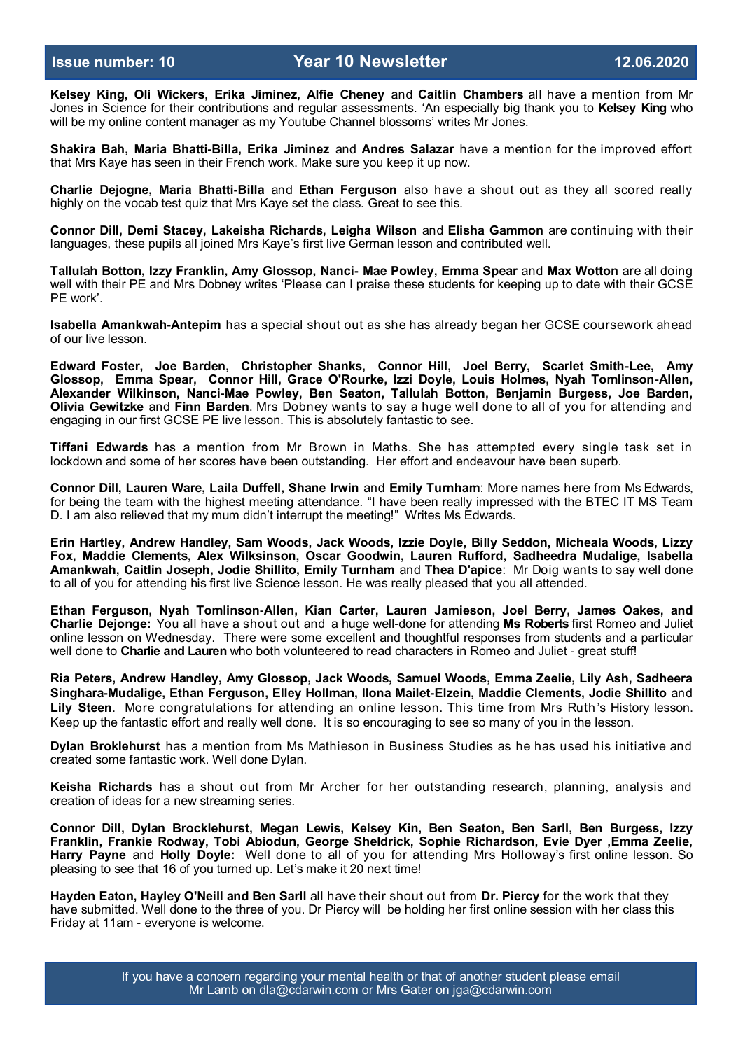**Kelsey King, Oli Wickers, Erika Jiminez, Alfie Cheney** and **Caitlin Chambers** all have a mention from Mr Jones in Science for their contributions and regular assessments. 'An especially big thank you to **Kelsey King** who will be my online content manager as my Youtube Channel blossoms' writes Mr Jones.

**Shakira Bah, Maria Bhatti-Billa, Erika Jiminez** and **Andres Salazar** have a mention for the improved effort that Mrs Kaye has seen in their French work. Make sure you keep it up now.

**Charlie Dejogne, Maria Bhatti-Billa** and **Ethan Ferguson** also have a shout out as they all scored really highly on the vocab test quiz that Mrs Kaye set the class. Great to see this.

**Connor Dill, Demi Stacey, Lakeisha Richards, Leigha Wilson** and **Elisha Gammon** are continuing with their languages, these pupils all joined Mrs Kaye's first live German lesson and contributed well.

**Tallulah Botton, Izzy Franklin, Amy Glossop, Nanci- Mae Powley, Emma Spear** and **Max Wotton** are all doing well with their PE and Mrs Dobney writes 'Please can I praise these students for keeping up to date with their GCSE PE work'.

**Isabella Amankwah-Antepim** has a special shout out as she has already began her GCSE coursework ahead of our live lesson.

**Edward Foster, Joe Barden, Christopher Shanks, Connor Hill, Joel Berry, Scarlet Smith-Lee, Amy Glossop, Emma Spear, Connor Hill, Grace O'Rourke, Izzi Doyle, Louis Holmes, Nyah Tomlinson-Allen, Alexander Wilkinson, Nanci-Mae Powley, Ben Seaton, Tallulah Botton, Benjamin Burgess, Joe Barden, Olivia Gewitzke** and **Finn Barden**. Mrs Dobney wants to say a huge well done to all of you for attending and engaging in our first GCSE PE live lesson. This is absolutely fantastic to see.

**Tiffani Edwards** has a mention from Mr Brown in Maths. She has attempted every single task set in lockdown and some of her scores have been outstanding. Her effort and endeavour have been superb.

**Connor Dill, Lauren Ware, Laila Duffell, Shane Irwin** and **Emily Turnham**: More names here from Ms Edwards, for being the team with the highest meeting attendance. "I have been really impressed with the BTEC IT MS Team D. I am also relieved that my mum didn't interrupt the meeting!" Writes Ms Edwards.

**Erin Hartley, Andrew Handley, Sam Woods, Jack Woods, Izzie Doyle, Billy Seddon, Micheala Woods, Lizzy Fox, Maddie Clements, Alex Wilksinson, Oscar Goodwin, Lauren Rufford, Sadheedra Mudalige, Isabella Amankwah, Caitlin Joseph, Jodie Shillito, Emily Turnham** and **Thea D'apice**: Mr Doig wants to say well done to all of you for attending his first live Science lesson. He was really pleased that you all attended.

**Ethan Ferguson, Nyah Tomlinson-Allen, Kian Carter, Lauren Jamieson, Joel Berry, James Oakes, and Charlie Dejonge:** You all have a shout out and a huge well-done for attending **Ms Roberts** first Romeo and Juliet online lesson on Wednesday. There were some excellent and thoughtful responses from students and a particular well done to **Charlie and Lauren** who both volunteered to read characters in Romeo and Juliet - great stuff!

**Ria Peters, Andrew Handley, Amy Glossop, Jack Woods, Samuel Woods, Emma Zeelie, Lily Ash, Sadheera Singhara-Mudalige, Ethan Ferguson, Elley Hollman, Ilona Mailet-Elzein, Maddie Clements, Jodie Shillito** and **Lily Steen**. More congratulations for attending an online lesson. This time from Mrs Ruth's History lesson. Keep up the fantastic effort and really well done. It is so encouraging to see so many of you in the lesson.

**Dylan Broklehurst** has a mention from Ms Mathieson in Business Studies as he has used his initiative and created some fantastic work. Well done Dylan.

**Keisha Richards** has a shout out from Mr Archer for her outstanding research, planning, analysis and creation of ideas for a new streaming series.

**Connor Dill, Dylan Brocklehurst, Megan Lewis, Kelsey Kin, Ben Seaton, Ben Sarll, Ben Burgess, Izzy Franklin, Frankie Rodway, Tobi Abiodun, George Sheldrick, Sophie Richardson, Evie Dyer ,Emma Zeelie, Harry Payne** and **Holly Doyle:** Well done to all of you for attending Mrs Holloway's first online lesson. So pleasing to see that 16 of you turned up. Let's make it 20 next time!

**Hayden Eaton, Hayley O'Neill and Ben Sarll** all have their shout out from **Dr. Piercy** for the work that they have submitted. Well done to the three of you. Dr Piercy will be holding her first online session with her class this Friday at 11am - everyone is welcome.

If you have a concern regarding your mental health or that of another student please email Mr Lamb on dla@cdarwin.com or Mrs Gater on jga@cdarwin.com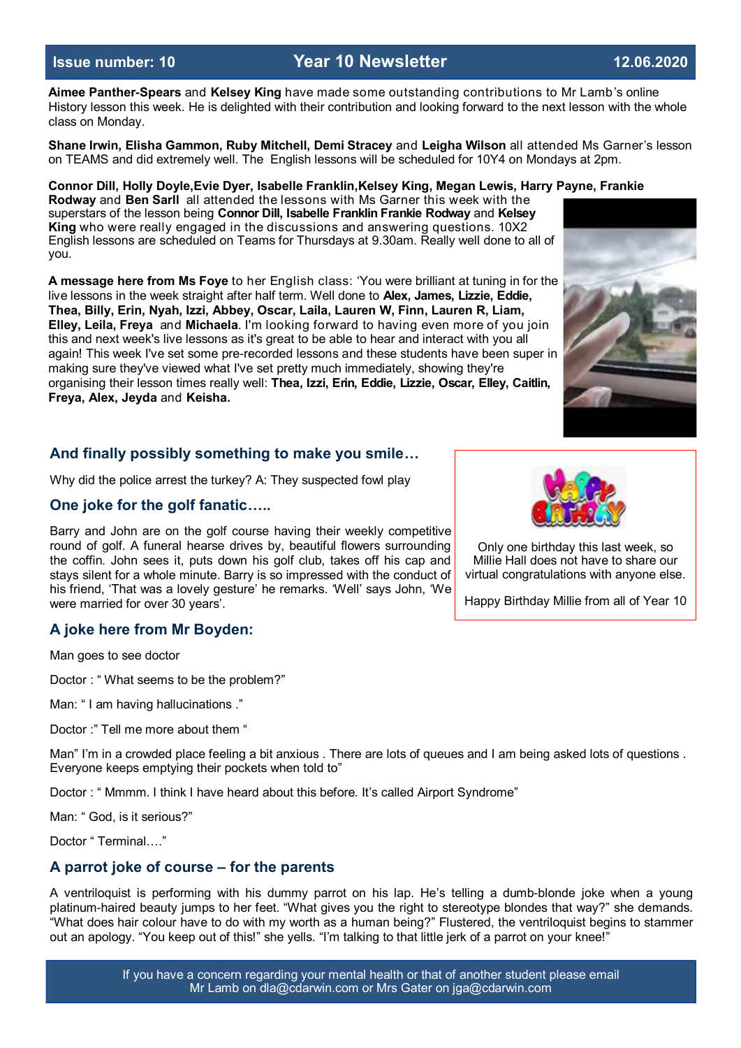**Issue number: 10** — **Year 10 Newsletter** — **12.06.2020**

**Aimee Panther-Spears** and **Kelsey King** have made some outstanding contributions to Mr Lamb's online History lesson this week. He is delighted with their contribution and looking forward to the next lesson with the whole class on Monday.

**Shane Irwin, Elisha Gammon, Ruby Mitchell, Demi Stracey** and **Leigha Wilson** all attended Ms Garner's lesson on TEAMS and did extremely well. The English lessons will be scheduled for 10Y4 on Mondays at 2pm.

**Connor Dill, Holly Doyle,Evie Dyer, Isabelle Franklin,Kelsey King, Megan Lewis, Harry Payne, Frankie Rodway** and **Ben Sarll** all attended the lessons with Ms Garner this week with the superstars of the lesson being **Connor Dill, Isabelle Franklin Frankie Rodway** and **Kelsey King** who were really engaged in the discussions and answering questions. 10X2 English lessons are scheduled on Teams for Thursdays at 9.30am. Really well done to all of you.

**A message here from Ms Foye** to her English class: 'You were brilliant at tuning in for the live lessons in the week straight after half term. Well done to **Alex, James, Lizzie, Eddie, Thea, Billy, Erin, Nyah, Izzi, Abbey, Oscar, Laila, Lauren W, Finn, Lauren R, Liam, Elley, Leila, Freya** and **Michaela**. I'm looking forward to having even more of you join this and next week's live lessons as it's great to be able to hear and interact with you all again! This week I've set some pre-recorded lessons and these students have been super in making sure they've viewed what I've set pretty much immediately, showing they're organising their lesson times really well: **Thea, Izzi, Erin, Eddie, Lizzie, Oscar, Elley, Caitlin, Freya, Alex, Jeyda** and **Keisha.**

## And finally possibly something to make you smile…

Why did the police arrest the turkey? A: They suspected fowl play

## One joke for the golf fanatic…..

Barry and John are on the golf course having their weekly competitive round of golf. A funeral hearse drives by, beautiful flowers surrounding the coffin. John sees it, puts down his golf club, takes off his cap and stays silent for a whole minute. Barry is so impressed with the conduct of his friend, 'That was a lovely gesture' he remarks. 'Well' says John, 'We were married for over 30 years'.

Only one birthday this last week, so Millie Hall does not have to share our virtual congratulations with anyone else.

Happy Birthday Millie from all of Year 10

## A joke here from Mr Boyden:

Man goes to see doctor

Doctor : " What seems to be the problem?"

Man: " I am having hallucinations ."

Doctor :" Tell me more about them "

Man" I'm in a crowded place feeling a bit anxious . There are lots of queues and I am being asked lots of questions . Everyone keeps emptying their pockets when told to"

Doctor : " Mmmm. I think I have heard about this before. It's called Airport Syndrome"

Man: " God, is it serious?"

Doctor " Terminal…."

## A parrot joke of course – for the parents

A ventriloquist is performing with his dummy parrot on his lap. He's telling a dumb-blonde joke when a young platinum-haired beauty jumps to her feet. "What gives you the right to stereotype blondes that way?" she demands. "What does hair colour have to do with my worth as a human being?" Flustered, the ventriloquist begins to stammer out an apology. "You keep out of this!" she yells. "I'm talking to that little jerk of a parrot on your knee!"

If you have a concern regarding your mental health or that of another student please email Mr Lamb on dla@cdarwin.com or Mrs Gater on jga@cdarwin.com